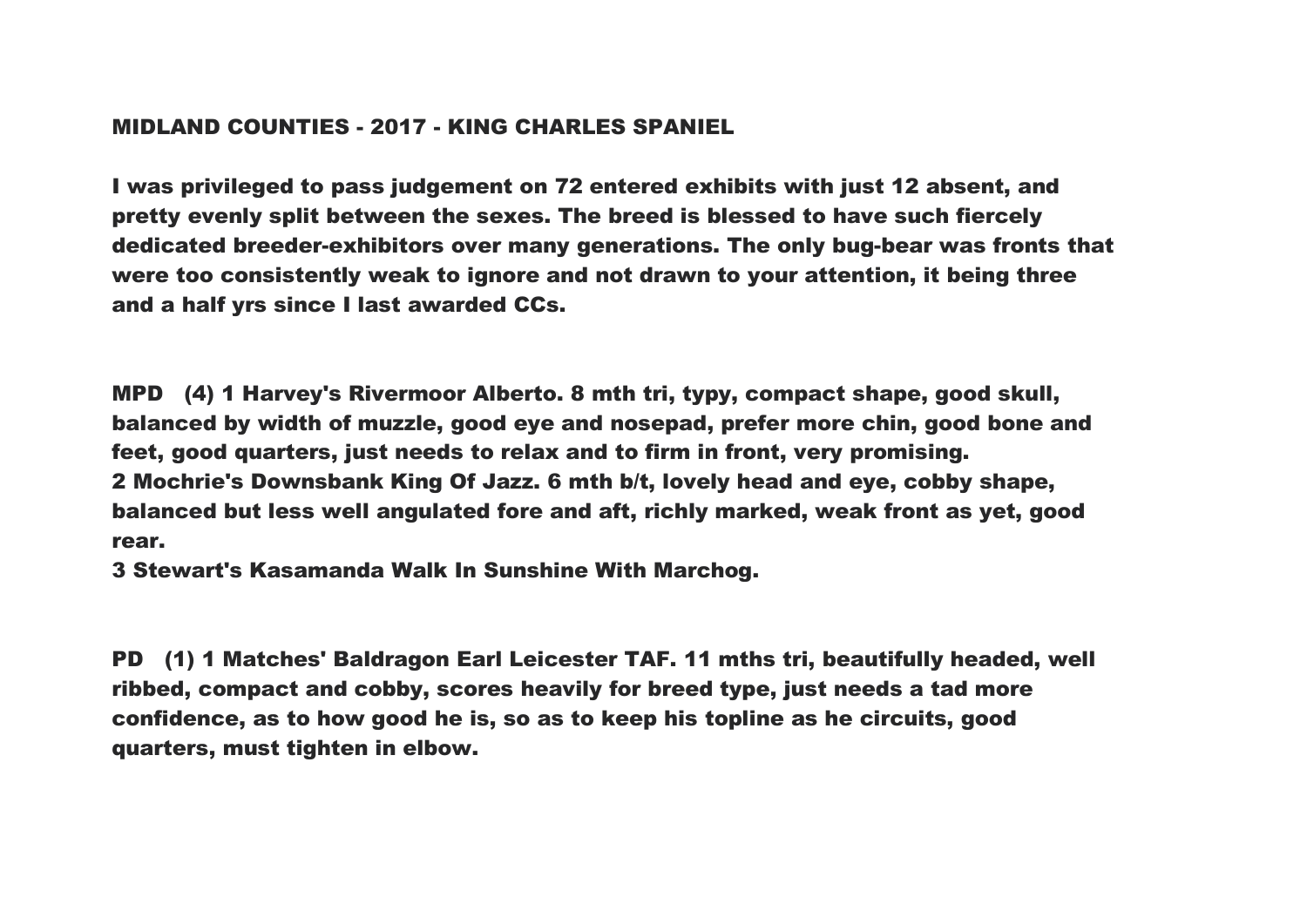# MIDLAND COUNTIES - 2017 - KING CHARLES SPANIEL

I was privileged to pass judgement on 72 entered exhibits with just 12 absent, and pretty evenly split between the sexes. The breed is blessed to have such fiercely dedicated breeder-exhibitors over many generations. The only bug-bear was fronts that were too consistently weak to ignore and not drawn to your attention, it being three and a half yrs since I last awarded CCs.

MPD (4) 1 Harvey's Rivermoor Alberto. 8 mth tri, typy, compact shape, good skull, balanced by width of muzzle, good eye and nosepad, prefer more chin, good bone and feet, good quarters, just needs to relax and to firm in front, very promising.
2 Mochrie's Downsbank King Of Jazz. 6 mth b/t, lovely head and eye, cobby shape, balanced but less well angulated fore and aft, richly marked, weak front as yet, good rear.
3 Stewart's Kasamanda Walk In Sunshine With Marchog.

PD (1) 1 Matches' Baldragon Earl Leicester TAF. 11 mths tri, beautifully headed, well ribbed, compact and cobby, scores heavily for breed type, just needs a tad more confidence, as to how good he is, so as to keep his topline as he circuits, good quarters, must tighten in elbow.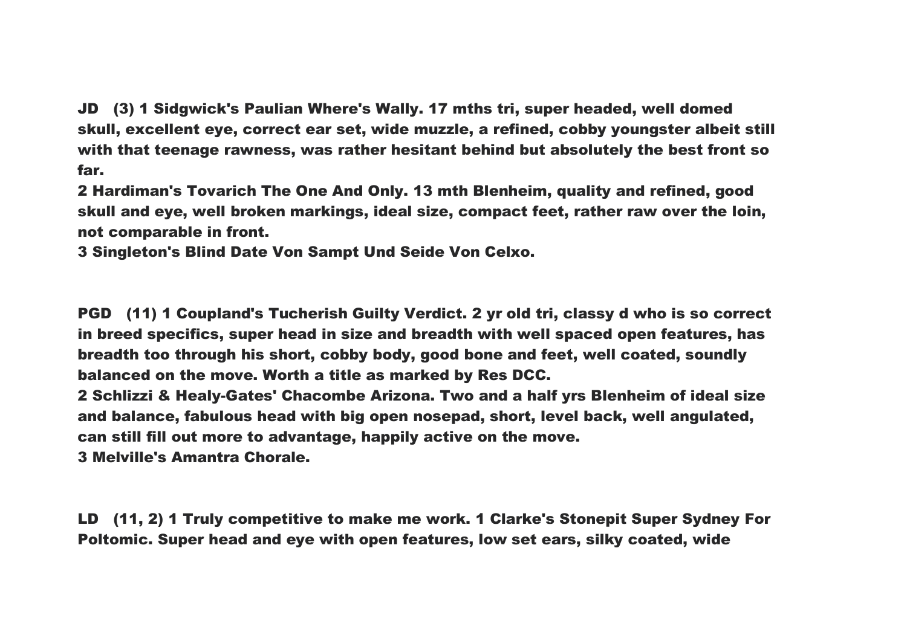**JD (3) 1 Sidgwick's Paulian Where's Wally. 17 mths tri, super headed, well domed skull, excellent eye, correct ear set, wide muzzle, a refined, cobby youngster albeit still with that teenage rawness, was rather hesitant behind but absolutely the best front so far.**

**2 Hardiman's Tovarich The One And Only. 13 mth Blenheim, quality and refined, good skull and eye, well broken markings, ideal size, compact feet, rather raw over the loin, not comparable in front.**

**3 Singleton's Blind Date Von Sampt Und Seide Von Celxo.**

**PGD (11) 1 Coupland's Tucherish Guilty Verdict. 2 yr old tri, classy d who is so correct in breed specifics, super head in size and breadth with well spaced open features, has breadth too through his short, cobby body, good bone and feet, well coated, soundly balanced on the move. Worth a title as marked by Res DCC.**

**2 Schlizzi & Healy-Gates' Chacombe Arizona. Two and a half yrs Blenheim of ideal size and balance, fabulous head with big open nosepad, short, level back, well angulated, can still fill out more to advantage, happily active on the move.**

**3 Melville's Amantra Chorale.**

**LD (11, 2) 1 Truly competitive to make me work. 1 Clarke's Stonepit Super Sydney For Poltomic. Super head and eye with open features, low set ears, silky coated, wide**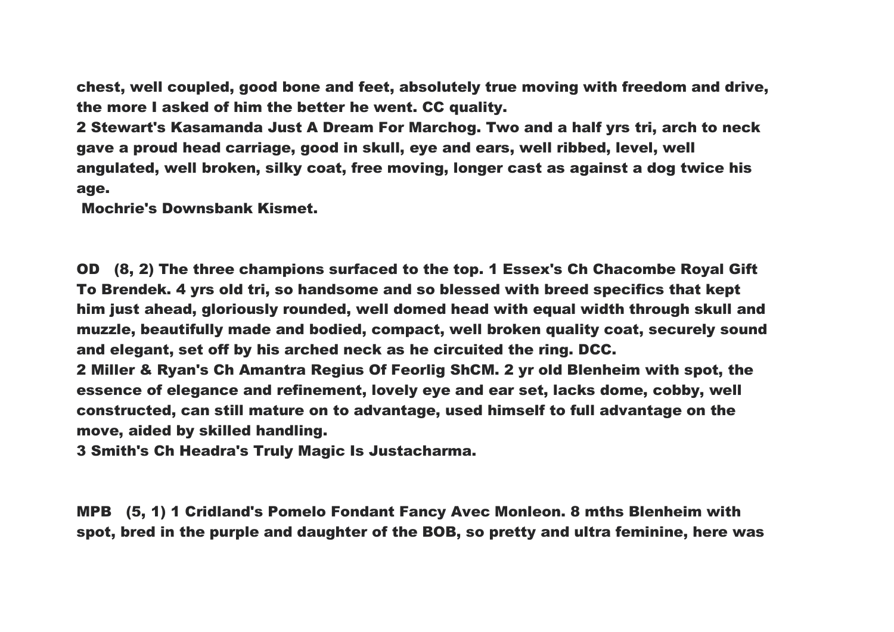**chest, well coupled, good bone and feet, absolutely true moving with freedom and drive, the more I asked of him the better he went. CC quality.**

**2 Stewart's Kasamanda Just A Dream For Marchog. Two and a half yrs tri, arch to neck gave a proud head carriage, good in skull, eye and ears, well ribbed, level, well angulated, well broken, silky coat, free moving, longer cast as against a dog twice his age.**

**Mochrie's Downsbank Kismet.**

**OD (8, 2) The three champions surfaced to the top. 1 Essex's Ch Chacombe Royal Gift To Brendek. 4 yrs old tri, so handsome and so blessed with breed specifics that kept him just ahead, gloriously rounded, well domed head with equal width through skull and muzzle, beautifully made and bodied, compact, well broken quality coat, securely sound and elegant, set off by his arched neck as he circuited the ring. DCC.**

**2 Miller & Ryan's Ch Amantra Regius Of Feorlig ShCM. 2 yr old Blenheim with spot, the essence of elegance and refinement, lovely eye and ear set, lacks dome, cobby, well constructed, can still mature on to advantage, used himself to full advantage on the move, aided by skilled handling.**

**3 Smith's Ch Headra's Truly Magic Is Justacharma.**

**MPB (5, 1) 1 Cridland's Pomelo Fondant Fancy Avec Monleon. 8 mths Blenheim with spot, bred in the purple and daughter of the BOB, so pretty and ultra feminine, here was**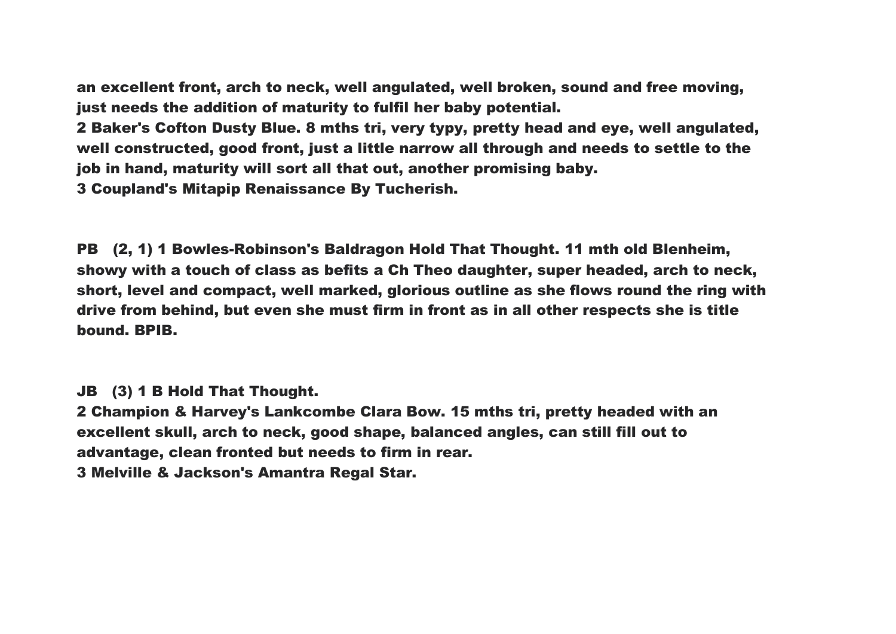**an excellent front, arch to neck, well angulated, well broken, sound and free moving, just needs the addition of maturity to fulfil her baby potential.**

**2 Baker's Cofton Dusty Blue. 8 mths tri, very typy, pretty head and eye, well angulated, well constructed, good front, just a little narrow all through and needs to settle to the job in hand, maturity will sort all that out, another promising baby.**

**3 Coupland's Mitapip Renaissance By Tucherish.**

**PB (2, 1) 1 Bowles-Robinson's Baldragon Hold That Thought. 11 mth old Blenheim, showy with a touch of class as befits a Ch Theo daughter, super headed, arch to neck, short, level and compact, well marked, glorious outline as she flows round the ring with drive from behind, but even she must firm in front as in all other respects she is title bound. BPIB.**

**JB (3) 1 B Hold That Thought.**

**2 Champion & Harvey's Lankcombe Clara Bow. 15 mths tri, pretty headed with an excellent skull, arch to neck, good shape, balanced angles, can still fill out to advantage, clean fronted but needs to firm in rear.**

**3 Melville & Jackson's Amantra Regal Star.**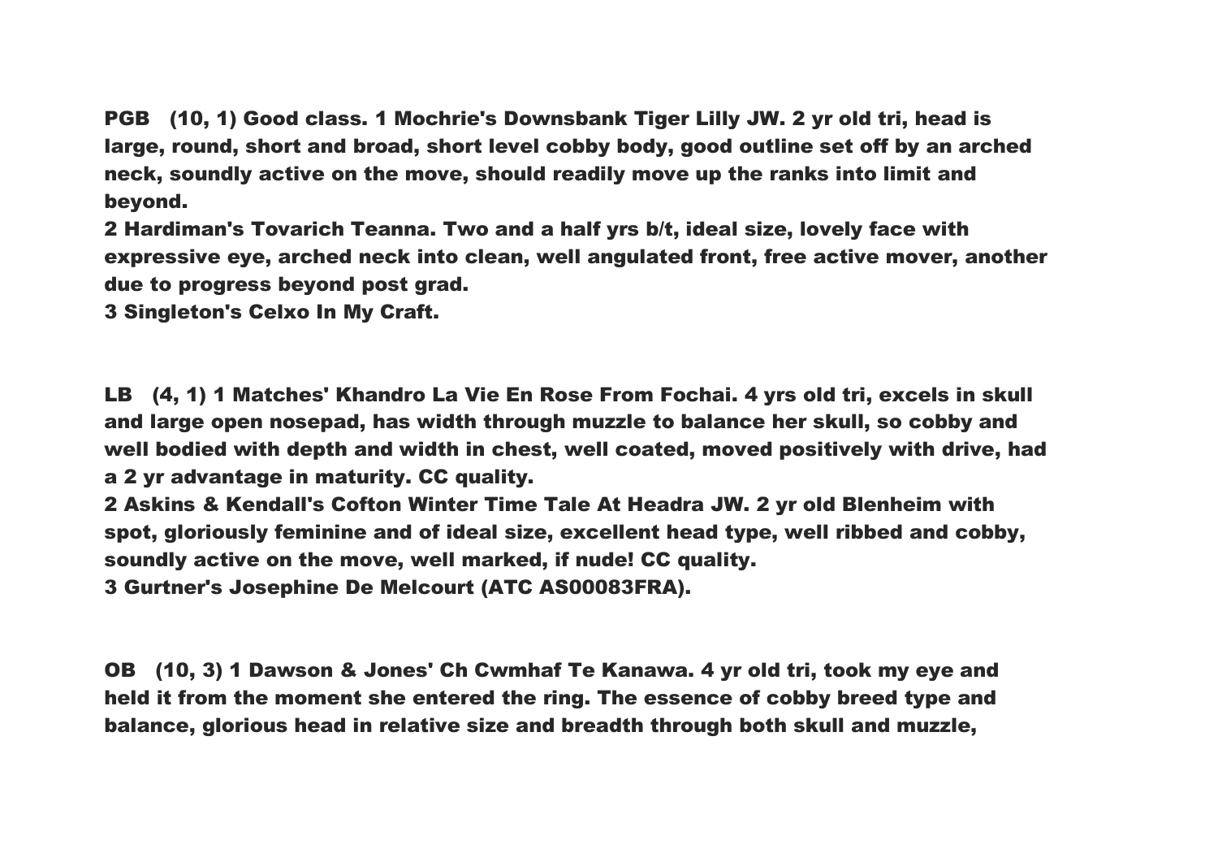**PGB (10, 1) Good class. 1 Mochrie's Downsbank Tiger Lilly JW. 2 yr old tri, head is large, round, short and broad, short level cobby body, good outline set off by an arched neck, soundly active on the move, should readily move up the ranks into limit and beyond.**

**2 Hardiman's Tovarich Teanna. Two and a half yrs b/t, ideal size, lovely face with expressive eye, arched neck into clean, well angulated front, free active mover, another due to progress beyond post grad.**

**3 Singleton's Celxo In My Craft.**

**LB (4, 1) 1 Matches' Khandro La Vie En Rose From Fochai. 4 yrs old tri, excels in skull and large open nosepad, has width through muzzle to balance her skull, so cobby and well bodied with depth and width in chest, well coated, moved positively with drive, had a 2 yr advantage in maturity. CC quality.**

**2 Askins & Kendall's Cofton Winter Time Tale At Headra JW. 2 yr old Blenheim with spot, gloriously feminine and of ideal size, excellent head type, well ribbed and cobby, soundly active on the move, well marked, if nude! CC quality.**

**3 Gurtner's Josephine De Melcourt (ATC AS00083FRA).**

**OB (10, 3) 1 Dawson & Jones' Ch Cwmhaf Te Kanawa. 4 yr old tri, took my eye and held it from the moment she entered the ring. The essence of cobby breed type and balance, glorious head in relative size and breadth through both skull and muzzle,**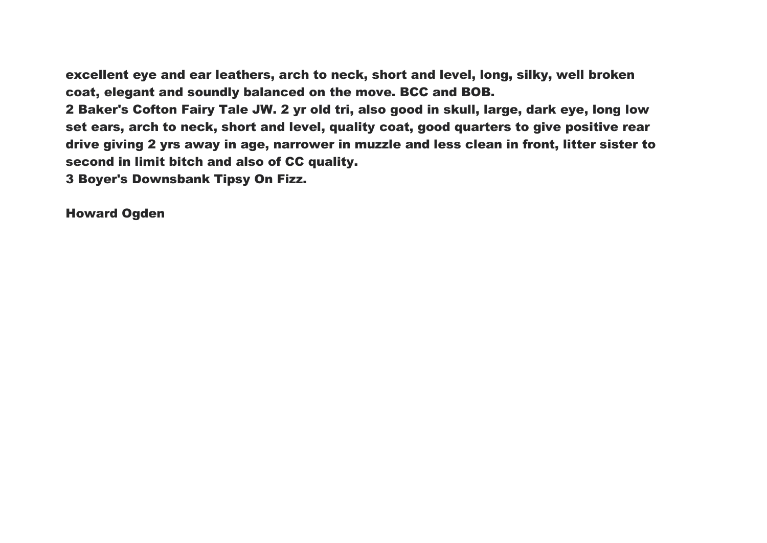**excellent eye and ear leathers, arch to neck, short and level, long, silky, well broken coat, elegant and soundly balanced on the move. BCC and BOB.**

**2 Baker's Cofton Fairy Tale JW. 2 yr old tri, also good in skull, large, dark eye, long low set ears, arch to neck, short and level, quality coat, good quarters to give positive rear drive giving 2 yrs away in age, narrower in muzzle and less clean in front, litter sister to second in limit bitch and also of CC quality.**

**3 Boyer's Downsbank Tipsy On Fizz.**

**Howard Ogden**